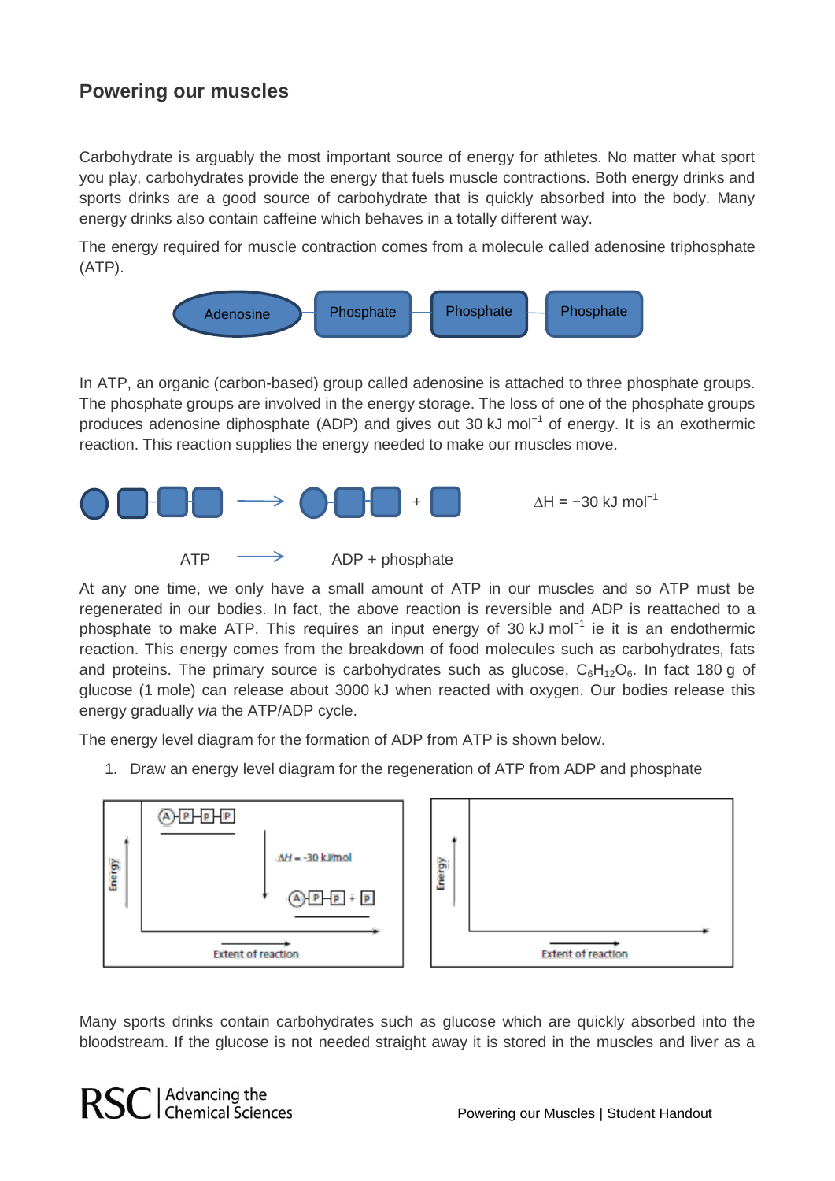## Powering our muscles

Carbohydrate is arguably the most important source of energy for athletes. No matter what sport you play, carbohydrates provide the energy that fuels muscle contractions. Both energy drinks and sports drinks are a good source of carbohydrate that is quickly absorbed into the body. Many energy drinks also contain caffeine which behaves in a totally different way.

The energy required for muscle contraction comes from a molecule called adenosine triphosphate (ATP).

Adenosine — Phosphate — Phosphate — Phosphate

In ATP, an organic (carbon-based) group called adenosine is attached to three phosphate groups. The phosphate groups are involved in the energy storage. The loss of one of the phosphate groups produces adenosine diphosphate (ADP) and gives out 30 kJ mol$^{-1}$ of energy. It is an exothermic reaction. This reaction supplies the energy needed to make our muscles move.

$$\text{ATP} \longrightarrow \text{ADP} + \text{phosphate} \qquad \Delta H = -30 \text{ kJ mol}^{-1}$$

At any one time, we only have a small amount of ATP in our muscles and so ATP must be regenerated in our bodies. In fact, the above reaction is reversible and ADP is reattached to a phosphate to make ATP. This requires an input energy of 30 kJ mol$^{-1}$ ie it is an endothermic reaction. This energy comes from the breakdown of food molecules such as carbohydrates, fats and proteins. The primary source is carbohydrates such as glucose, $C_6H_{12}O_6$. In fact 180 g of glucose (1 mole) can release about 3000 kJ when reacted with oxygen. Our bodies release this energy gradually *via* the ATP/ADP cycle.

The energy level diagram for the formation of ADP from ATP is shown below.

1. Draw an energy level diagram for the regeneration of ATP from ADP and phosphate

Energy | A-P-P-P | $\Delta H$ = -30 kJ/mol | A-P-P + P | Extent of reaction

Energy | Extent of reaction

Many sports drinks contain carbohydrates such as glucose which are quickly absorbed into the bloodstream. If the glucose is not needed straight away it is stored in the muscles and liver as a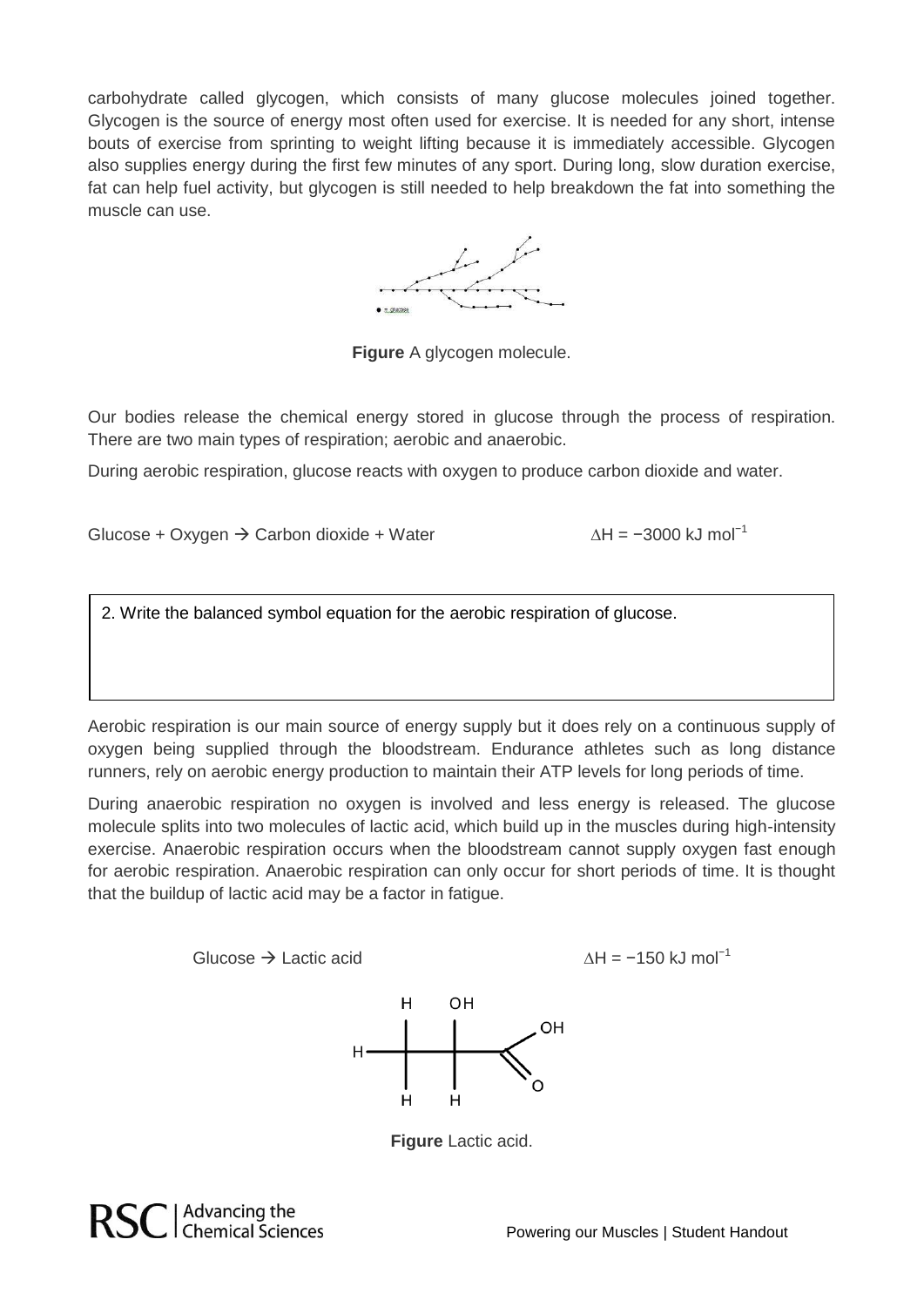carbohydrate called glycogen, which consists of many glucose molecules joined together. Glycogen is the source of energy most often used for exercise. It is needed for any short, intense bouts of exercise from sprinting to weight lifting because it is immediately accessible. Glycogen also supplies energy during the first few minutes of any sport. During long, slow duration exercise, fat can help fuel activity, but glycogen is still needed to help breakdown the fat into something the muscle can use.

**Figure** A glycogen molecule.

Our bodies release the chemical energy stored in glucose through the process of respiration. There are two main types of respiration; aerobic and anaerobic.

During aerobic respiration, glucose reacts with oxygen to produce carbon dioxide and water.

Glucose + Oxygen → Carbon dioxide + Water $\Delta H = -3000 \text{ kJ mol}^{-1}$

2. Write the balanced symbol equation for the aerobic respiration of glucose.

Aerobic respiration is our main source of energy supply but it does rely on a continuous supply of oxygen being supplied through the bloodstream. Endurance athletes such as long distance runners, rely on aerobic energy production to maintain their ATP levels for long periods of time.

During anaerobic respiration no oxygen is involved and less energy is released. The glucose molecule splits into two molecules of lactic acid, which build up in the muscles during high-intensity exercise. Anaerobic respiration occurs when the bloodstream cannot supply oxygen fast enough for aerobic respiration. Anaerobic respiration can only occur for short periods of time. It is thought that the buildup of lactic acid may be a factor in fatigue.

Glucose → Lactic acid $\Delta H = -150 \text{ kJ mol}^{-1}$

**Figure** Lactic acid.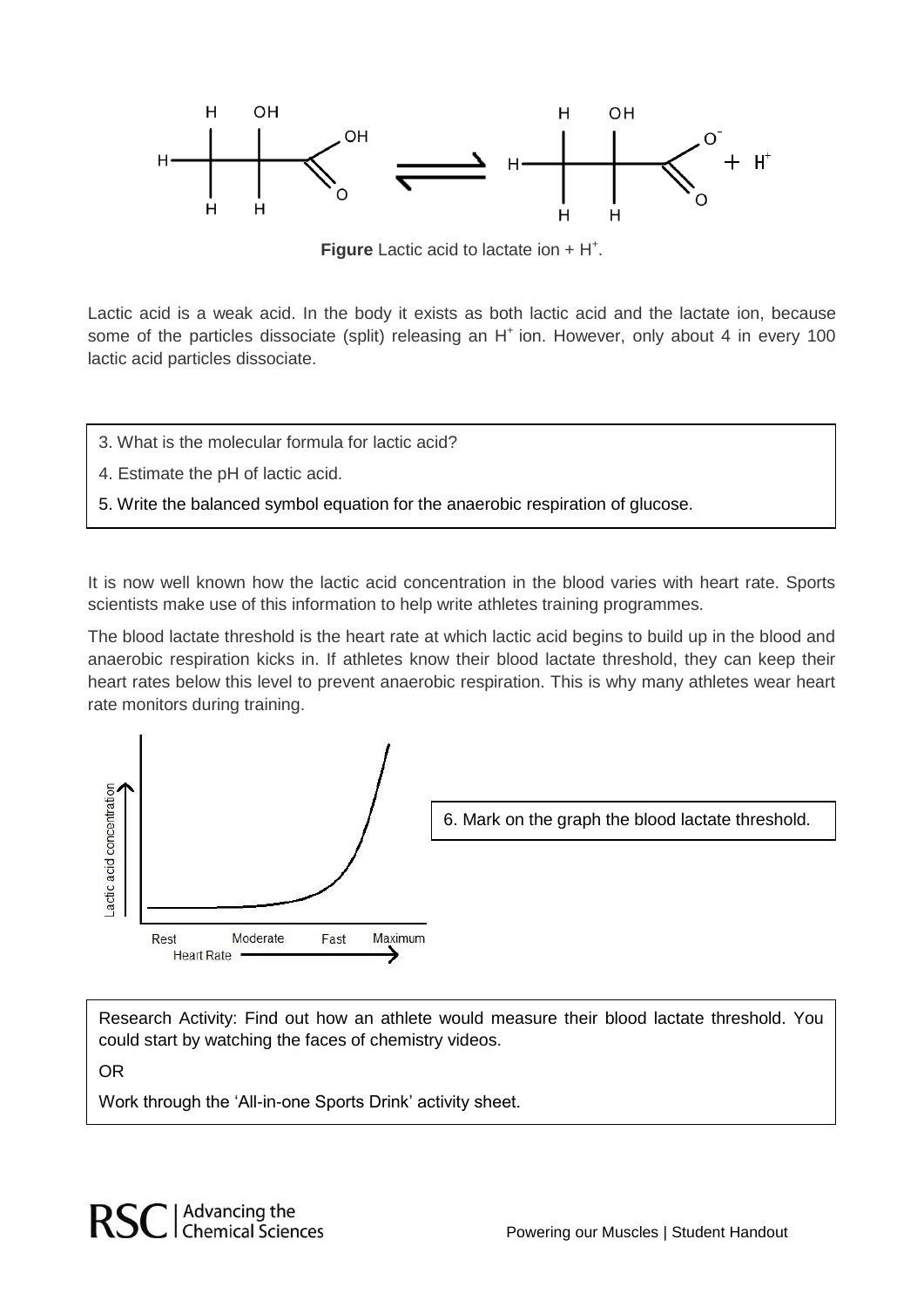**Figure** Lactic acid to lactate ion + $H^+$.

Lactic acid is a weak acid. In the body it exists as both lactic acid and the lactate ion, because some of the particles dissociate (split) releasing an $H^+$ ion. However, only about 4 in every 100 lactic acid particles dissociate.

3. What is the molecular formula for lactic acid?
4. Estimate the pH of lactic acid.
5. Write the balanced symbol equation for the anaerobic respiration of glucose.

It is now well known how the lactic acid concentration in the blood varies with heart rate. Sports scientists make use of this information to help write athletes training programmes.

The blood lactate threshold is the heart rate at which lactic acid begins to build up in the blood and anaerobic respiration kicks in. If athletes know their blood lactate threshold, they can keep their heart rates below this level to prevent anaerobic respiration. This is why many athletes wear heart rate monitors during training.

Lactic acid concentration

Rest
Moderate
Fast
Maximum
Heart Rate

6. Mark on the graph the blood lactate threshold.

Research Activity: Find out how an athlete would measure their blood lactate threshold. You could start by watching the faces of chemistry videos.

OR

Work through the 'All-in-one Sports Drink' activity sheet.